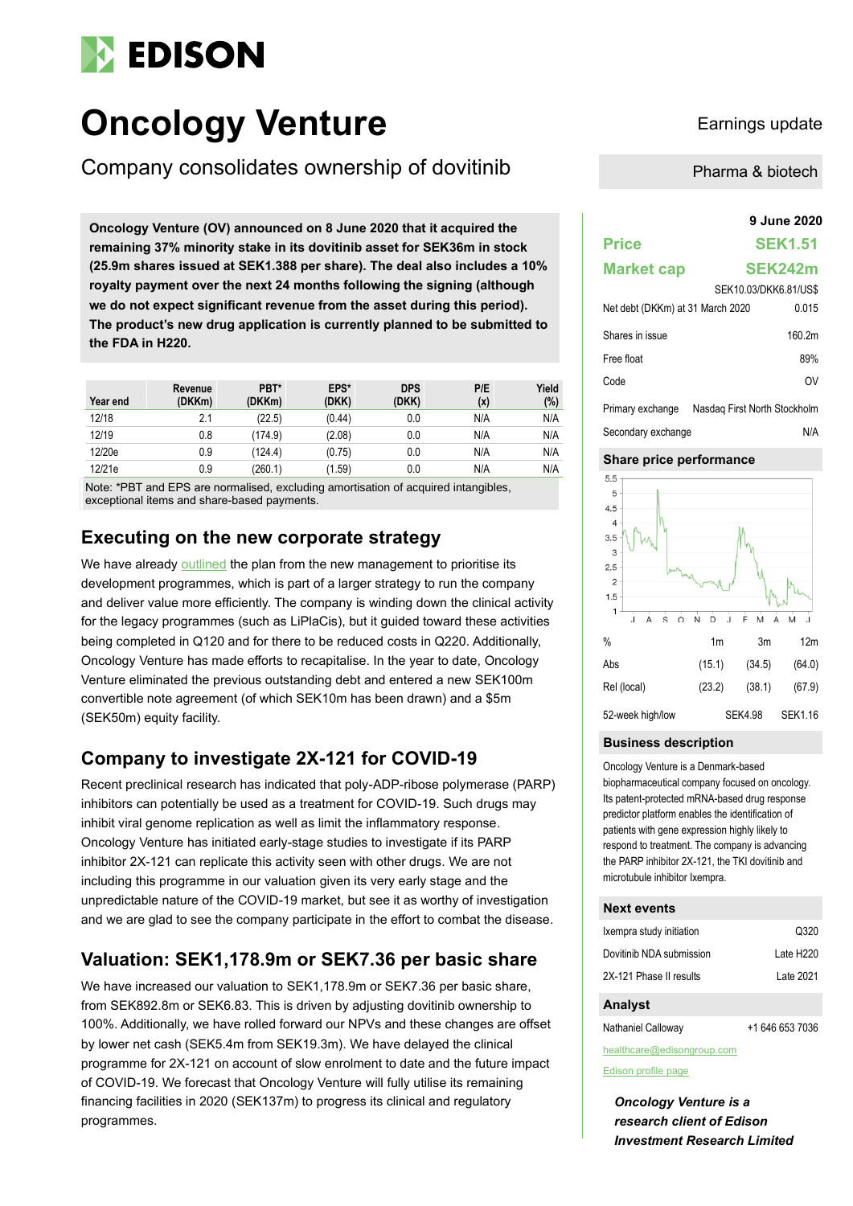# Oncology Venture

Earnings update

## Company consolidates ownership of dovitinib

Pharma & biotech

**Oncology Venture (OV) announced on 8 June 2020 that it acquired the remaining 37% minority stake in its dovitinib asset for SEK36m in stock (25.9m shares issued at SEK1.388 per share). The deal also includes a 10% royalty payment over the next 24 months following the signing (although we do not expect significant revenue from the asset during this period). The product's new drug application is currently planned to be submitted to the FDA in H220.**

| Year end | Revenue (DKKm) | PBT* (DKKm) | EPS* (DKK) | DPS (DKK) | P/E (x) | Yield (%) |
|---|---|---|---|---|---|---|
| 12/18 | 2.1 | (22.5) | (0.44) | 0.0 | N/A | N/A |
| 12/19 | 0.8 | (174.9) | (2.08) | 0.0 | N/A | N/A |
| 12/20e | 0.9 | (124.4) | (0.75) | 0.0 | N/A | N/A |
| 12/21e | 0.9 | (260.1) | (1.59) | 0.0 | N/A | N/A |

Note: *PBT and EPS are normalised, excluding amortisation of acquired intangibles, exceptional items and share-based payments.

## Executing on the new corporate strategy

We have already outlined the plan from the new management to prioritise its development programmes, which is part of a larger strategy to run the company and deliver value more efficiently. The company is winding down the clinical activity for the legacy programmes (such as LiPlaCis), but it guided toward these activities being completed in Q120 and for there to be reduced costs in Q220. Additionally, Oncology Venture has made efforts to recapitalise. In the year to date, Oncology Venture eliminated the previous outstanding debt and entered a new SEK100m convertible note agreement (of which SEK10m has been drawn) and a $5m (SEK50m) equity facility.

## Company to investigate 2X-121 for COVID-19

Recent preclinical research has indicated that poly-ADP-ribose polymerase (PARP) inhibitors can potentially be used as a treatment for COVID-19. Such drugs may inhibit viral genome replication as well as limit the inflammatory response. Oncology Venture has initiated early-stage studies to investigate if its PARP inhibitor 2X-121 can replicate this activity seen with other drugs. We are not including this programme in our valuation given its very early stage and the unpredictable nature of the COVID-19 market, but see it as worthy of investigation and we are glad to see the company participate in the effort to combat the disease.

## Valuation: SEK1,178.9m or SEK7.36 per basic share

We have increased our valuation to SEK1,178.9m or SEK7.36 per basic share, from SEK892.8m or SEK6.83. This is driven by adjusting dovitinib ownership to 100%. Additionally, we have rolled forward our NPVs and these changes are offset by lower net cash (SEK5.4m from SEK19.3m). We have delayed the clinical programme for 2X-121 on account of slow enrolment to date and the future impact of COVID-19. We forecast that Oncology Venture will fully utilise its remaining financing facilities in 2020 (SEK137m) to progress its clinical and regulatory programmes.

**9 June 2020**

| | |
|---|---|
| **Price** | **SEK1.51** |
| **Market cap** | **SEK242m** |
| | SEK10.03/DKK6.81/US$ |
| Net debt (DKKm) at 31 March 2020 | 0.015 |
| Shares in issue | 160.2m |
| Free float | 89% |
| Code | OV |
| Primary exchange | Nasdaq First North Stockholm |
| Secondary exchange | N/A |

### Share price performance

5.5
5
4.5
4
3.5
3
2.5
2
1.5
1
J A S O N D J F M A M J

| % | 1m | 3m | 12m |
|---|---|---|---|
| Abs | (15.1) | (34.5) | (64.0) |
| Rel (local) | (23.2) | (38.1) | (67.9) |
| 52-week high/low | | SEK4.98 | SEK1.16 |

### Business description

Oncology Venture is a Denmark-based biopharmaceutical company focused on oncology. Its patent-protected mRNA-based drug response predictor platform enables the identification of patients with gene expression highly likely to respond to treatment. The company is advancing the PARP inhibitor 2X-121, the TKI dovitinib and microtubule inhibitor Ixempra.

### Next events

| | |
|---|---|
| Ixempra study initiation | Q320 |
| Dovitinib NDA submission | Late H220 |
| 2X-121 Phase II results | Late 2021 |

### Analyst

Nathaniel Calloway +1 646 653 7036

healthcare@edisongroup.com

Edison profile page

***Oncology Venture is a research client of Edison Investment Research Limited***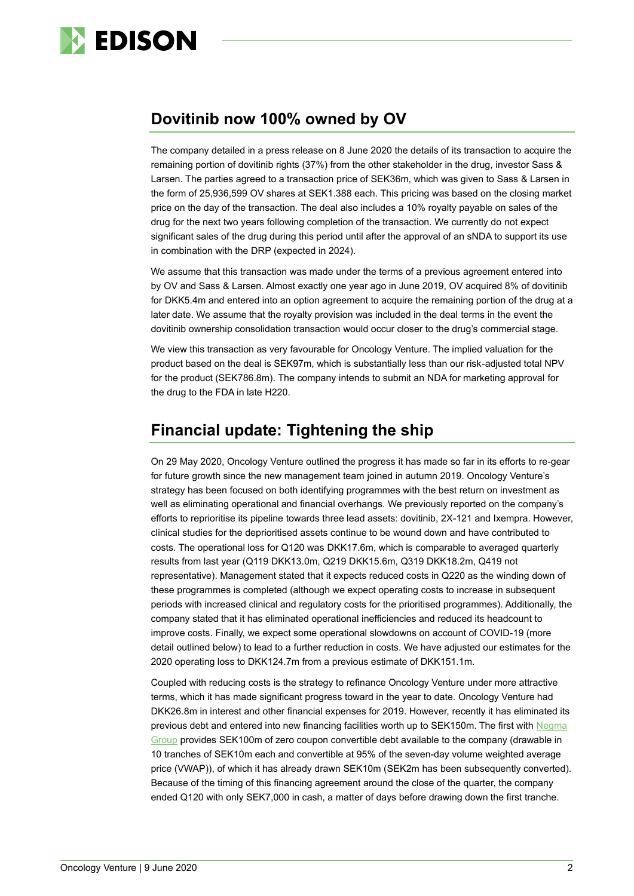## Dovitinib now 100% owned by OV

The company detailed in a press release on 8 June 2020 the details of its transaction to acquire the remaining portion of dovitinib rights (37%) from the other stakeholder in the drug, investor Sass & Larsen. The parties agreed to a transaction price of SEK36m, which was given to Sass & Larsen in the form of 25,936,599 OV shares at SEK1.388 each. This pricing was based on the closing market price on the day of the transaction. The deal also includes a 10% royalty payable on sales of the drug for the next two years following completion of the transaction. We currently do not expect significant sales of the drug during this period until after the approval of an sNDA to support its use in combination with the DRP (expected in 2024).

We assume that this transaction was made under the terms of a previous agreement entered into by OV and Sass & Larsen. Almost exactly one year ago in June 2019, OV acquired 8% of dovitinib for DKK5.4m and entered into an option agreement to acquire the remaining portion of the drug at a later date. We assume that the royalty provision was included in the deal terms in the event the dovitinib ownership consolidation transaction would occur closer to the drug's commercial stage.

We view this transaction as very favourable for Oncology Venture. The implied valuation for the product based on the deal is SEK97m, which is substantially less than our risk-adjusted total NPV for the product (SEK786.8m). The company intends to submit an NDA for marketing approval for the drug to the FDA in late H220.

## Financial update: Tightening the ship

On 29 May 2020, Oncology Venture outlined the progress it has made so far in its efforts to re-gear for future growth since the new management team joined in autumn 2019. Oncology Venture's strategy has been focused on both identifying programmes with the best return on investment as well as eliminating operational and financial overhangs. We previously reported on the company's efforts to reprioritise its pipeline towards three lead assets: dovitinib, 2X-121 and Ixempra. However, clinical studies for the deprioritised assets continue to be wound down and have contributed to costs. The operational loss for Q120 was DKK17.6m, which is comparable to averaged quarterly results from last year (Q119 DKK13.0m, Q219 DKK15.6m, Q319 DKK18.2m, Q419 not representative). Management stated that it expects reduced costs in Q220 as the winding down of these programmes is completed (although we expect operating costs to increase in subsequent periods with increased clinical and regulatory costs for the prioritised programmes). Additionally, the company stated that it has eliminated operational inefficiencies and reduced its headcount to improve costs. Finally, we expect some operational slowdowns on account of COVID-19 (more detail outlined below) to lead to a further reduction in costs. We have adjusted our estimates for the 2020 operating loss to DKK124.7m from a previous estimate of DKK151.1m.

Coupled with reducing costs is the strategy to refinance Oncology Venture under more attractive terms, which it has made significant progress toward in the year to date. Oncology Venture had DKK26.8m in interest and other financial expenses for 2019. However, recently it has eliminated its previous debt and entered into new financing facilities worth up to SEK150m. The first with Negma Group provides SEK100m of zero coupon convertible debt available to the company (drawable in 10 tranches of SEK10m each and convertible at 95% of the seven-day volume weighted average price (VWAP)), of which it has already drawn SEK10m (SEK2m has been subsequently converted). Because of the timing of this financing agreement around the close of the quarter, the company ended Q120 with only SEK7,000 in cash, a matter of days before drawing down the first tranche.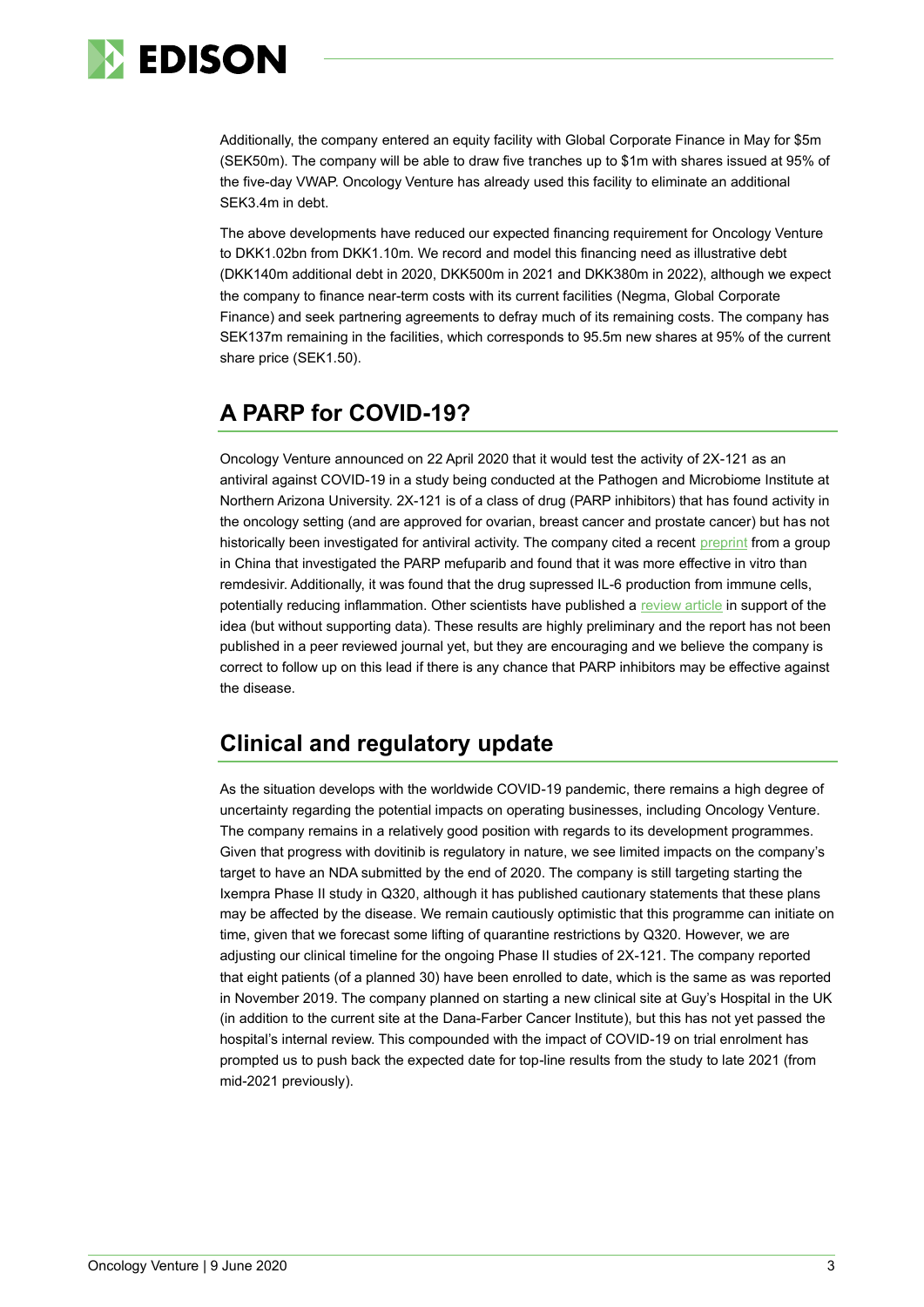Additionally, the company entered an equity facility with Global Corporate Finance in May for $5m (SEK50m). The company will be able to draw five tranches up to $1m with shares issued at 95% of the five-day VWAP. Oncology Venture has already used this facility to eliminate an additional SEK3.4m in debt.

The above developments have reduced our expected financing requirement for Oncology Venture to DKK1.02bn from DKK1.10m. We record and model this financing need as illustrative debt (DKK140m additional debt in 2020, DKK500m in 2021 and DKK380m in 2022), although we expect the company to finance near-term costs with its current facilities (Negma, Global Corporate Finance) and seek partnering agreements to defray much of its remaining costs. The company has SEK137m remaining in the facilities, which corresponds to 95.5m new shares at 95% of the current share price (SEK1.50).

## A PARP for COVID-19?

Oncology Venture announced on 22 April 2020 that it would test the activity of 2X-121 as an antiviral against COVID-19 in a study being conducted at the Pathogen and Microbiome Institute at Northern Arizona University. 2X-121 is of a class of drug (PARP inhibitors) that has found activity in the oncology setting (and are approved for ovarian, breast cancer and prostate cancer) but has not historically been investigated for antiviral activity. The company cited a recent preprint from a group in China that investigated the PARP mefuparib and found that it was more effective in vitro than remdesivir. Additionally, it was found that the drug supressed IL-6 production from immune cells, potentially reducing inflammation. Other scientists have published a review article in support of the idea (but without supporting data). These results are highly preliminary and the report has not been published in a peer reviewed journal yet, but they are encouraging and we believe the company is correct to follow up on this lead if there is any chance that PARP inhibitors may be effective against the disease.

## Clinical and regulatory update

As the situation develops with the worldwide COVID-19 pandemic, there remains a high degree of uncertainty regarding the potential impacts on operating businesses, including Oncology Venture. The company remains in a relatively good position with regards to its development programmes. Given that progress with dovitinib is regulatory in nature, we see limited impacts on the company's target to have an NDA submitted by the end of 2020. The company is still targeting starting the Ixempra Phase II study in Q320, although it has published cautionary statements that these plans may be affected by the disease. We remain cautiously optimistic that this programme can initiate on time, given that we forecast some lifting of quarantine restrictions by Q320. However, we are adjusting our clinical timeline for the ongoing Phase II studies of 2X-121. The company reported that eight patients (of a planned 30) have been enrolled to date, which is the same as was reported in November 2019. The company planned on starting a new clinical site at Guy's Hospital in the UK (in addition to the current site at the Dana-Farber Cancer Institute), but this has not yet passed the hospital's internal review. This compounded with the impact of COVID-19 on trial enrolment has prompted us to push back the expected date for top-line results from the study to late 2021 (from mid-2021 previously).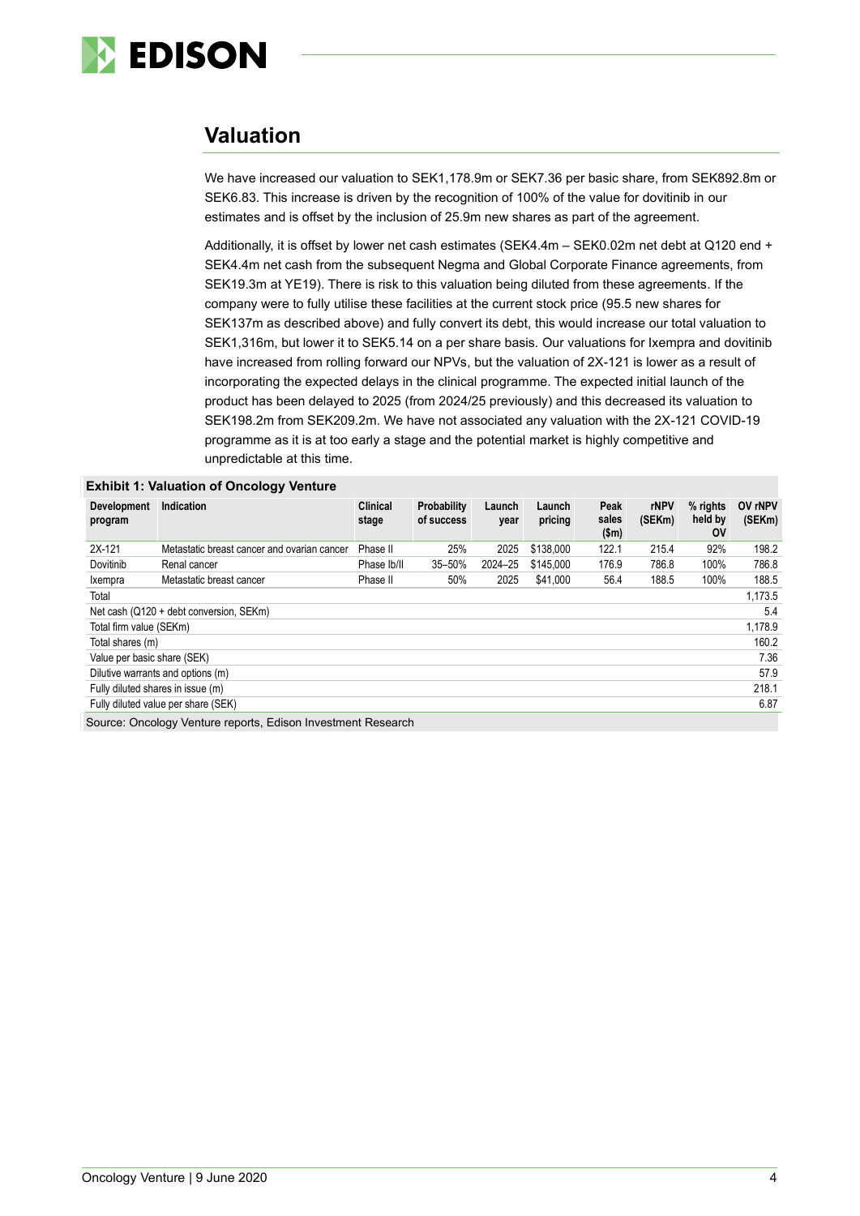## Valuation

We have increased our valuation to SEK1,178.9m or SEK7.36 per basic share, from SEK892.8m or SEK6.83. This increase is driven by the recognition of 100% of the value for dovitinib in our estimates and is offset by the inclusion of 25.9m new shares as part of the agreement.

Additionally, it is offset by lower net cash estimates (SEK4.4m – SEK0.02m net debt at Q120 end + SEK4.4m net cash from the subsequent Negma and Global Corporate Finance agreements, from SEK19.3m at YE19). There is risk to this valuation being diluted from these agreements. If the company were to fully utilise these facilities at the current stock price (95.5 new shares for SEK137m as described above) and fully convert its debt, this would increase our total valuation to SEK1,316m, but lower it to SEK5.14 on a per share basis. Our valuations for Ixempra and dovitinib have increased from rolling forward our NPVs, but the valuation of 2X-121 is lower as a result of incorporating the expected delays in the clinical programme. The expected initial launch of the product has been delayed to 2025 (from 2024/25 previously) and this decreased its valuation to SEK198.2m from SEK209.2m. We have not associated any valuation with the 2X-121 COVID-19 programme as it is at too early a stage and the potential market is highly competitive and unpredictable at this time.

**Exhibit 1: Valuation of Oncology Venture**

| Development program | Indication | Clinical stage | Probability of success | Launch year | Launch pricing | Peak sales ($m) | rNPV (SEKm) | % rights held by OV | OV rNPV (SEKm) |
|---|---|---|---|---|---|---|---|---|---|
| 2X-121 | Metastatic breast cancer and ovarian cancer | Phase II | 25% | 2025 | $138,000 | 122.1 | 215.4 | 92% | 198.2 |
| Dovitinib | Renal cancer | Phase Ib/II | 35–50% | 2024–25 | $145,000 | 176.9 | 786.8 | 100% | 786.8 |
| Ixempra | Metastatic breast cancer | Phase II | 50% | 2025 | $41,000 | 56.4 | 188.5 | 100% | 188.5 |
| Total | | | | | | | | | 1,173.5 |
| Net cash (Q120 + debt conversion, SEKm) | | | | | | | | | 5.4 |
| Total firm value (SEKm) | | | | | | | | | 1,178.9 |
| Total shares (m) | | | | | | | | | 160.2 |
| Value per basic share (SEK) | | | | | | | | | 7.36 |
| Dilutive warrants and options (m) | | | | | | | | | 57.9 |
| Fully diluted shares in issue (m) | | | | | | | | | 218.1 |
| Fully diluted value per share (SEK) | | | | | | | | | 6.87 |

Source: Oncology Venture reports, Edison Investment Research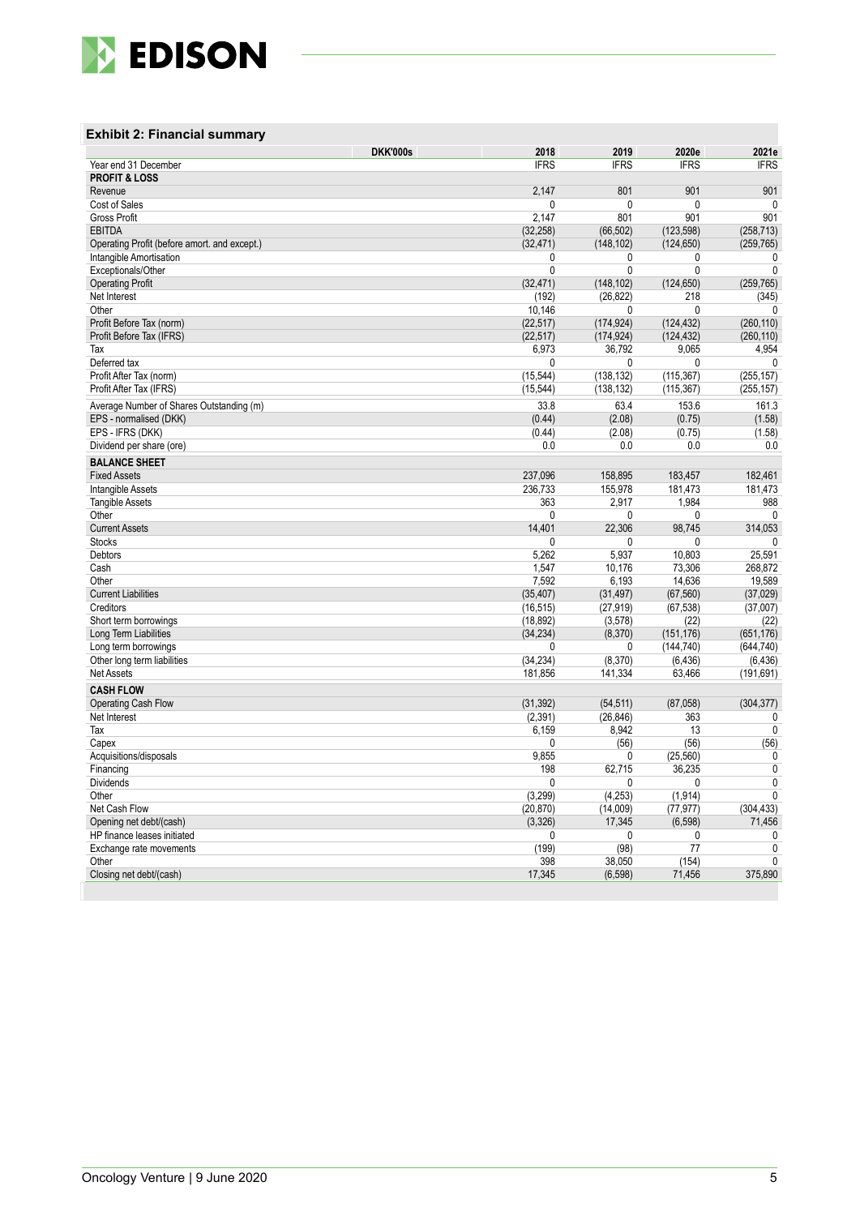## Exhibit 2: Financial summary

| DKK'000s | 2018 | 2019 | 2020e | 2021e |
|---|---|---|---|---|
| Year end 31 December | IFRS | IFRS | IFRS | IFRS |
| **PROFIT & LOSS** | | | | |
| Revenue | 2,147 | 801 | 901 | 901 |
| Cost of Sales | 0 | 0 | 0 | 0 |
| Gross Profit | 2,147 | 801 | 901 | 901 |
| EBITDA | (32,258) | (66,502) | (123,598) | (258,713) |
| Operating Profit (before amort. and except.) | (32,471) | (148,102) | (124,650) | (259,765) |
| Intangible Amortisation | 0 | 0 | 0 | 0 |
| Exceptionals/Other | 0 | 0 | 0 | 0 |
| Operating Profit | (32,471) | (148,102) | (124,650) | (259,765) |
| Net Interest | (192) | (26,822) | 218 | (345) |
| Other | 10,146 | 0 | 0 | 0 |
| Profit Before Tax (norm) | (22,517) | (174,924) | (124,432) | (260,110) |
| Profit Before Tax (IFRS) | (22,517) | (174,924) | (124,432) | (260,110) |
| Tax | 6,973 | 36,792 | 9,065 | 4,954 |
| Deferred tax | 0 | 0 | 0 | 0 |
| Profit After Tax (norm) | (15,544) | (138,132) | (115,367) | (255,157) |
| Profit After Tax (IFRS) | (15,544) | (138,132) | (115,367) | (255,157) |
| Average Number of Shares Outstanding (m) | 33.8 | 63.4 | 153.6 | 161.3 |
| EPS - normalised (DKK) | (0.44) | (2.08) | (0.75) | (1.58) |
| EPS - IFRS (DKK) | (0.44) | (2.08) | (0.75) | (1.58) |
| Dividend per share (ore) | 0.0 | 0.0 | 0.0 | 0.0 |
| **BALANCE SHEET** | | | | |
| Fixed Assets | 237,096 | 158,895 | 183,457 | 182,461 |
| Intangible Assets | 236,733 | 155,978 | 181,473 | 181,473 |
| Tangible Assets | 363 | 2,917 | 1,984 | 988 |
| Other | 0 | 0 | 0 | 0 |
| Current Assets | 14,401 | 22,306 | 98,745 | 314,053 |
| Stocks | 0 | 0 | 0 | 0 |
| Debtors | 5,262 | 5,937 | 10,803 | 25,591 |
| Cash | 1,547 | 10,176 | 73,306 | 268,872 |
| Other | 7,592 | 6,193 | 14,636 | 19,589 |
| Current Liabilities | (35,407) | (31,497) | (67,560) | (37,029) |
| Creditors | (16,515) | (27,919) | (67,538) | (37,007) |
| Short term borrowings | (18,892) | (3,578) | (22) | (22) |
| Long Term Liabilities | (34,234) | (8,370) | (151,176) | (651,176) |
| Long term borrowings | 0 | 0 | (144,740) | (644,740) |
| Other long term liabilities | (34,234) | (8,370) | (6,436) | (6,436) |
| Net Assets | 181,856 | 141,334 | 63,466 | (191,691) |
| **CASH FLOW** | | | | |
| Operating Cash Flow | (31,392) | (54,511) | (87,058) | (304,377) |
| Net Interest | (2,391) | (26,846) | 363 | 0 |
| Tax | 6,159 | 8,942 | 13 | 0 |
| Capex | 0 | (56) | (56) | (56) |
| Acquisitions/disposals | 9,855 | 0 | (25,560) | 0 |
| Financing | 198 | 62,715 | 36,235 | 0 |
| Dividends | 0 | 0 | 0 | 0 |
| Other | (3,299) | (4,253) | (1,914) | 0 |
| Net Cash Flow | (20,870) | (14,009) | (77,977) | (304,433) |
| Opening net debt/(cash) | (3,326) | 17,345 | (6,598) | 71,456 |
| HP finance leases initiated | 0 | 0 | 0 | 0 |
| Exchange rate movements | (199) | (98) | 77 | 0 |
| Other | 398 | 38,050 | (154) | 0 |
| Closing net debt/(cash) | 17,345 | (6,598) | 71,456 | 375,890 |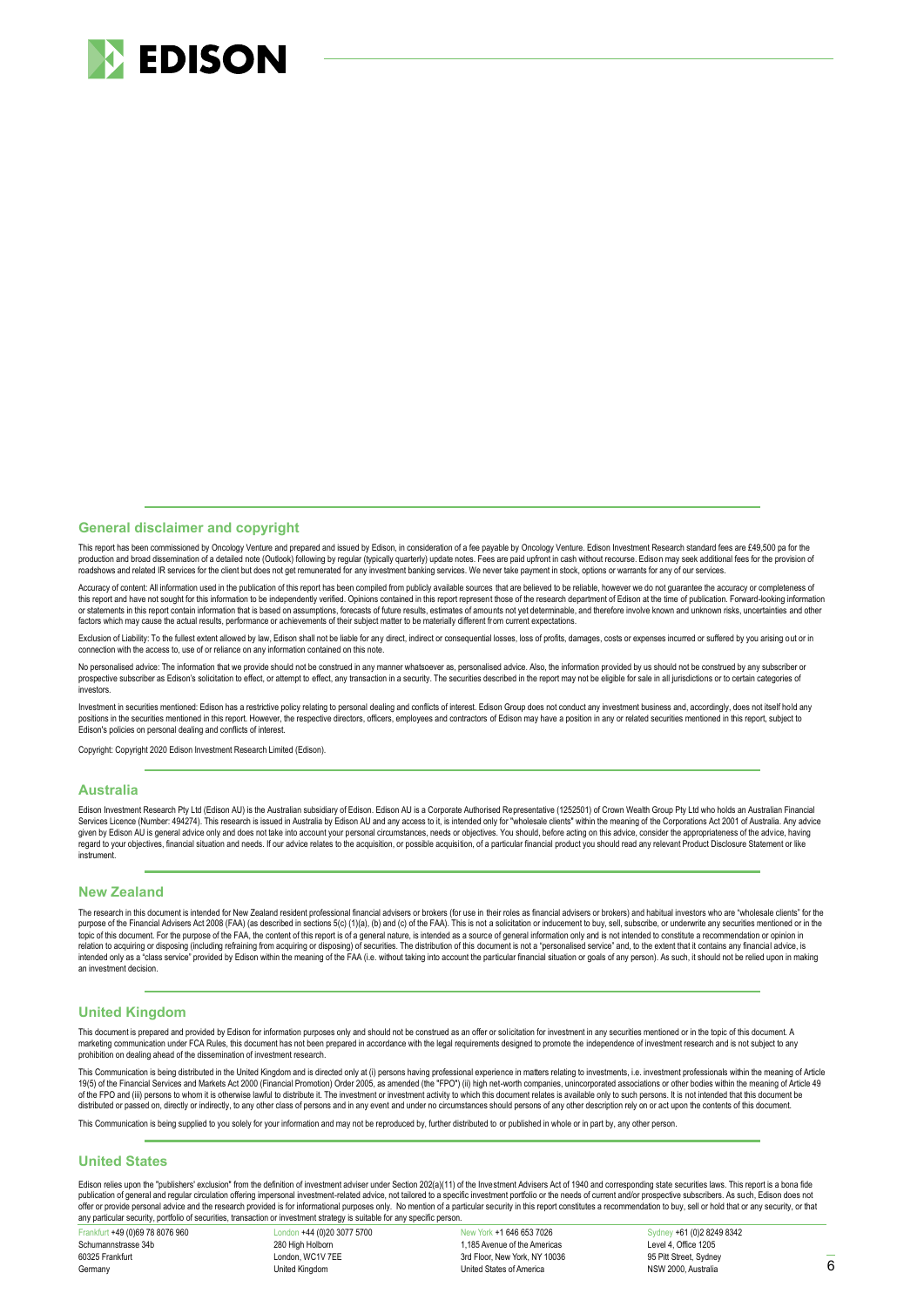## General disclaimer and copyright

This report has been commissioned by Oncology Venture and prepared and issued by Edison, in consideration of a fee payable by Oncology Venture. Edison Investment Research standard fees are £49,500 pa for the production and broad dissemination of a detailed note (Outlook) following by regular (typically quarterly) update notes. Fees are paid upfront in cash without recourse. Edison may seek additional fees for the provision of roadshows and related IR services for the client but does not get remunerated for any investment banking services. We never take payment in stock, options or warrants for any of our services.

Accuracy of content: All information used in the publication of this report has been compiled from publicly available sources that are believed to be reliable, however we do not guarantee the accuracy or completeness of this report and have not sought for this information to be independently verified. Opinions contained in this report represent those of the research department of Edison at the time of publication. Forward-looking information or statements in this report contain information that is based on assumptions, forecasts of future results, estimates of amounts not yet determinable, and therefore involve known and unknown risks, uncertainties and other factors which may cause the actual results, performance or achievements of their subject matter to be materially different from current expectations.

Exclusion of Liability: To the fullest extent allowed by law, Edison shall not be liable for any direct, indirect or consequential losses, loss of profits, damages, costs or expenses incurred or suffered by you arising out or in connection with the access to, use of or reliance on any information contained on this note.

No personalised advice: The information that we provide should not be construed in any manner whatsoever as, personalised advice. Also, the information provided by us should not be construed by any subscriber or prospective subscriber as Edison's solicitation to effect, or attempt to effect, any transaction in a security. The securities described in the report may not be eligible for sale in all jurisdictions or to certain categories of investors.

Investment in securities mentioned: Edison has a restrictive policy relating to personal dealing and conflicts of interest. Edison Group does not conduct any investment business and, accordingly, does not itself hold any positions in the securities mentioned in this report. However, the respective directors, officers, employees and contractors of Edison may have a position in any or related securities mentioned in this report, subject to Edison's policies on personal dealing and conflicts of interest.

Copyright: Copyright 2020 Edison Investment Research Limited (Edison).

## Australia

Edison Investment Research Pty Ltd (Edison AU) is the Australian subsidiary of Edison. Edison AU is a Corporate Authorised Representative (1252501) of Crown Wealth Group Pty Ltd who holds an Australian Financial Services Licence (Number: 494274). This research is issued in Australia by Edison AU and any access to it, is intended only for "wholesale clients" within the meaning of the Corporations Act 2001 of Australia. Any advice given by Edison AU is general advice only and does not take into account your personal circumstances, needs or objectives. You should, before acting on this advice, consider the appropriateness of the advice, having regard to your objectives, financial situation and needs. If our advice relates to the acquisition, or possible acquisition, of a particular financial product you should read any relevant Product Disclosure Statement or like instrument.

## New Zealand

The research in this document is intended for New Zealand resident professional financial advisers or brokers (for use in their roles as financial advisers or brokers) and habitual investors who are "wholesale clients" for the purpose of the Financial Advisers Act 2008 (FAA) (as described in sections 5(c) (1)(a), (b) and (c) of the FAA). This is not a solicitation or inducement to buy, sell, subscribe, or underwrite any securities mentioned or in the topic of this document. For the purpose of the FAA, the content of this report is of a general nature, is intended as a source of general information only and is not intended to constitute a recommendation or opinion in relation to acquiring or disposing (including refraining from acquiring or disposing) of securities. The distribution of this document is not a "personalised service" and, to the extent that it contains any financial advice, is intended only as a "class service" provided by Edison within the meaning of the FAA (i.e. without taking into account the particular financial situation or goals of any person). As such, it should not be relied upon in making an investment decision.

## United Kingdom

This document is prepared and provided by Edison for information purposes only and should not be construed as an offer or solicitation for investment in any securities mentioned or in the topic of this document. A marketing communication under FCA Rules, this document has not been prepared in accordance with the legal requirements designed to promote the independence of investment research and is not subject to any prohibition on dealing ahead of the dissemination of investment research.

This Communication is being distributed in the United Kingdom and is directed only at (i) persons having professional experience in matters relating to investments, i.e. investment professionals within the meaning of Article 19(5) of the Financial Services and Markets Act 2000 (Financial Promotion) Order 2005, as amended (the "FPO") (ii) high net-worth companies, unincorporated associations or other bodies within the meaning of Article 49 of the FPO and (iii) persons to whom it is otherwise lawful to distribute it. The investment or investment activity to which this document relates is available only to such persons. It is not intended that this document be distributed or passed on, directly or indirectly, to any other class of persons and in any event and under no circumstances should persons of any other description rely on or act upon the contents of this document.

This Communication is being supplied to you solely for your information and may not be reproduced by, further distributed to or published in whole or in part by, any other person.

## United States

Edison relies upon the "publishers' exclusion" from the definition of investment adviser under Section 202(a)(11) of the Investment Advisers Act of 1940 and corresponding state securities laws. This report is a bona fide publication of general and regular circulation offering impersonal investment-related advice, not tailored to a specific investment portfolio or the needs of current and/or prospective subscribers. As such, Edison does not offer or provide personal advice and the research provided is for informational purposes only. No mention of a particular security in this report constitutes a recommendation to buy, sell or hold that or any security, or that any particular security, portfolio of securities, transaction or investment strategy is suitable for any specific person.

Frankfurt +49 (0)69 78 8076 960
Schumannstrasse 34b
60325 Frankfurt
Germany

London +44 (0)20 3077 5700
280 High Holborn
London, WC1V 7EE
United Kingdom

New York +1 646 653 7026
1,185 Avenue of the Americas
3rd Floor, New York, NY 10036
United States of America

Sydney +61 (0)2 8249 8342
Level 4, Office 1205
95 Pitt Street, Sydney
NSW 2000, Australia